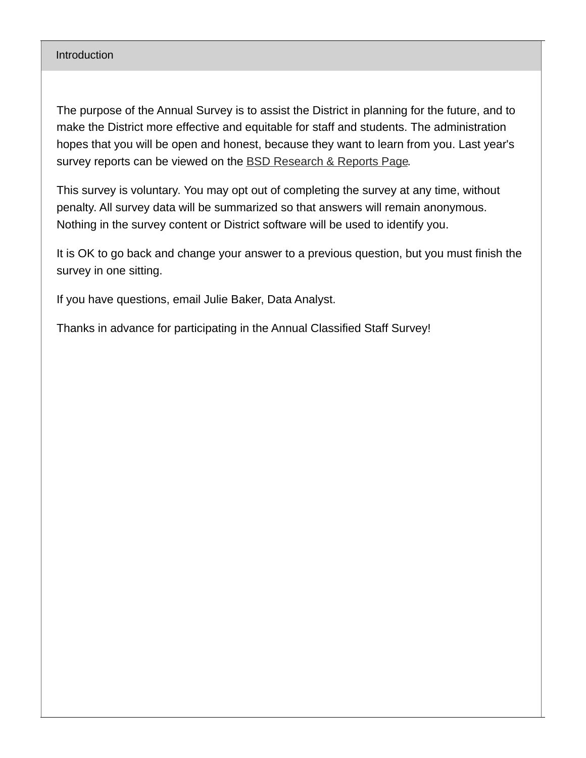## Introduction

The purpose of the Annual Survey is to assist the District in planning for the future, and to make the District more effective and equitable for staff and students. The administration hopes that you will be open and honest, because they want to learn from you. Last year's survey reports can be viewed on the BSD Research & Reports Page.

This survey is voluntary. You may opt out of completing the survey at any time, without penalty. All survey data will be summarized so that answers will remain anonymous. Nothing in the survey content or District software will be used to identify you.

It is OK to go back and change your answer to a previous question, but you must finish the survey in one sitting.

If you have questions, email Julie Baker, Data Analyst.

Thanks in advance for participating in the Annual Classified Staff Survey!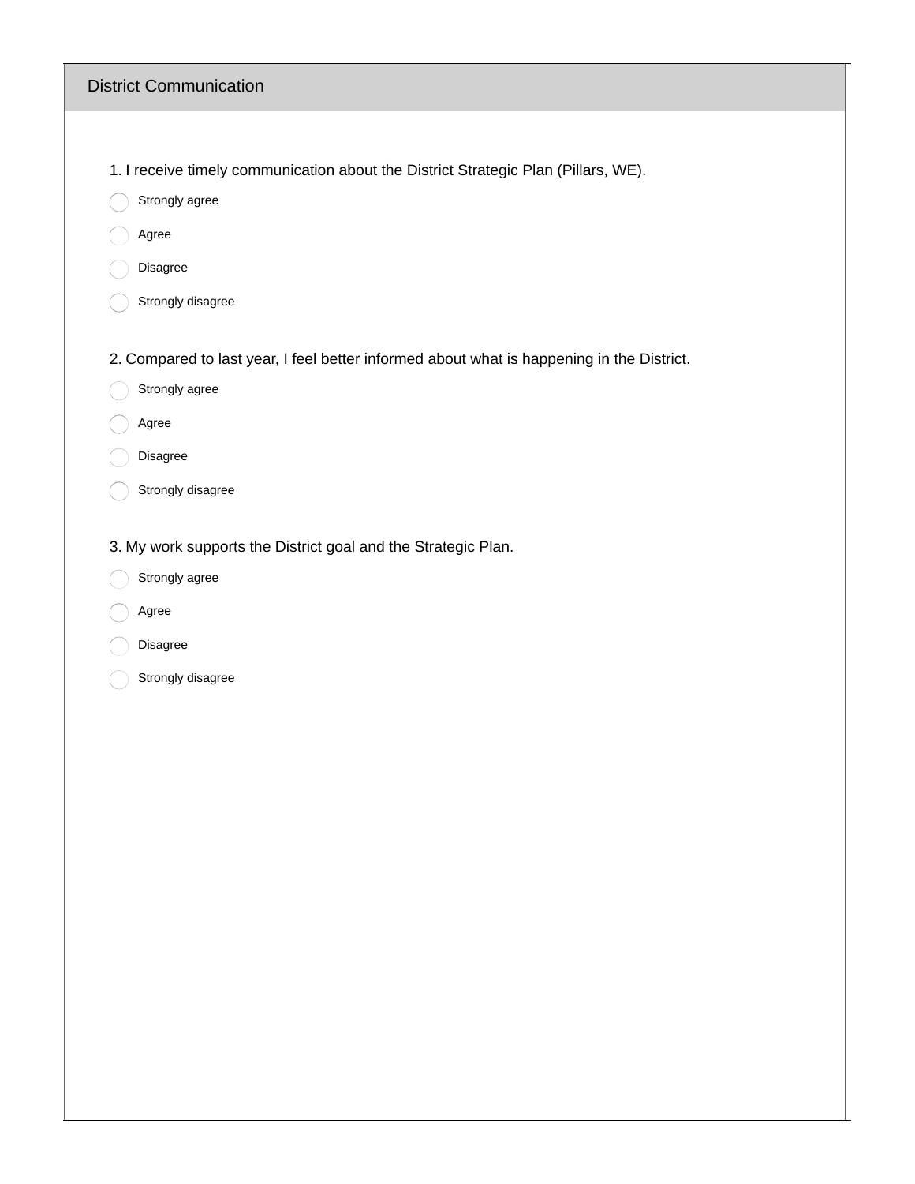## District Communication

1. I receive timely communication about the District Strategic Plan (Pillars, WE).

- ◯ Strongly agree
- ◯ Agree
- ◯ Disagree
- ◯ Strongly disagree

2. Compared to last year, I feel better informed about what is happening in the District.

- ◯ Strongly agree
- ◯ Agree
- ◯ Disagree
- ◯ Strongly disagree

3. My work supports the District goal and the Strategic Plan.

- ◯ Strongly agree
- ◯ Agree
- ◯ Disagree
- ◯ Strongly disagree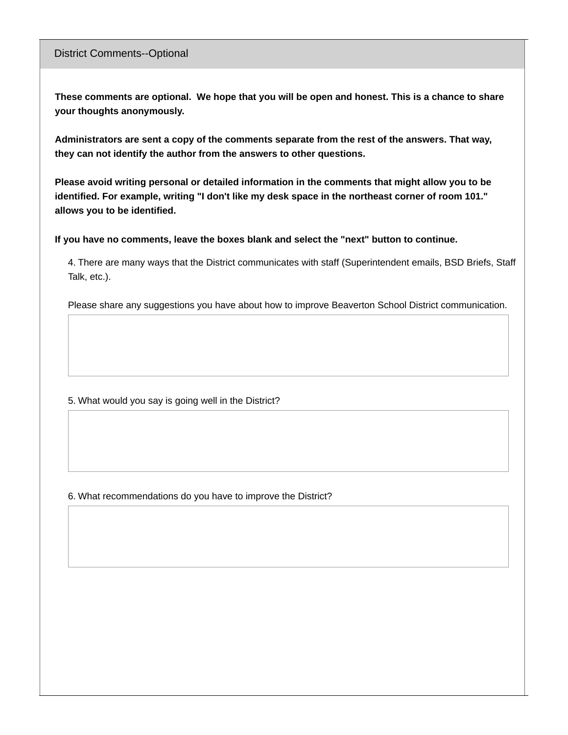## District Comments--Optional

**These comments are optional. We hope that you will be open and honest. This is a chance to share your thoughts anonymously.**

**Administrators are sent a copy of the comments separate from the rest of the answers. That way, they can not identify the author from the answers to other questions.**

**Please avoid writing personal or detailed information in the comments that might allow you to be identified. For example, writing "I don't like my desk space in the northeast corner of room 101." allows you to be identified.**

**If you have no comments, leave the boxes blank and select the "next" button to continue.**

4. There are many ways that the District communicates with staff (Superintendent emails, BSD Briefs, Staff Talk, etc.).

Please share any suggestions you have about how to improve Beaverton School District communication.

5. What would you say is going well in the District?

6. What recommendations do you have to improve the District?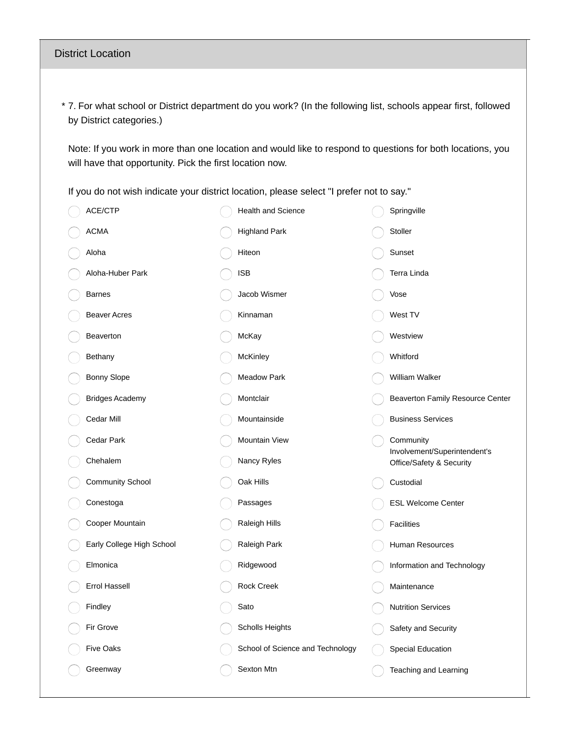## District Location

\* 7. For what school or District department do you work? (In the following list, schools appear first, followed by District categories.)

Note: If you work in more than one location and would like to respond to questions for both locations, you will have that opportunity. Pick the first location now.

If you do not wish indicate your district location, please select "I prefer not to say."

- ACE/CTP
- ACMA
- Aloha
- Aloha-Huber Park
- Barnes
- Beaver Acres
- Beaverton
- Bethany
- Bonny Slope
- Bridges Academy
- Cedar Mill
- Cedar Park
- Chehalem
- Community School
- Conestoga
- Cooper Mountain
- Early College High School
- Elmonica
- Errol Hassell
- Findley
- Fir Grove
- Five Oaks
- Greenway
- Health and Science
- Highland Park
- Hiteon
- ISB
- Jacob Wismer
- Kinnaman
- McKay
- McKinley
- Meadow Park
- Montclair
- Mountainside
- Mountain View
- Nancy Ryles
- Oak Hills
- Passages
- Raleigh Hills
- Raleigh Park
- Ridgewood
- Rock Creek
- Sato
- Scholls Heights
- School of Science and Technology
- Sexton Mtn
- Springville
- Stoller
- Sunset
- Terra Linda
- Vose
- West TV
- Westview
- Whitford
- William Walker
- Beaverton Family Resource Center
- Business Services
- Community Involvement/Superintendent's Office/Safety & Security
- Custodial
- ESL Welcome Center
- Facilities
- Human Resources
- Information and Technology
- Maintenance
- Nutrition Services
- Safety and Security
- Special Education
- Teaching and Learning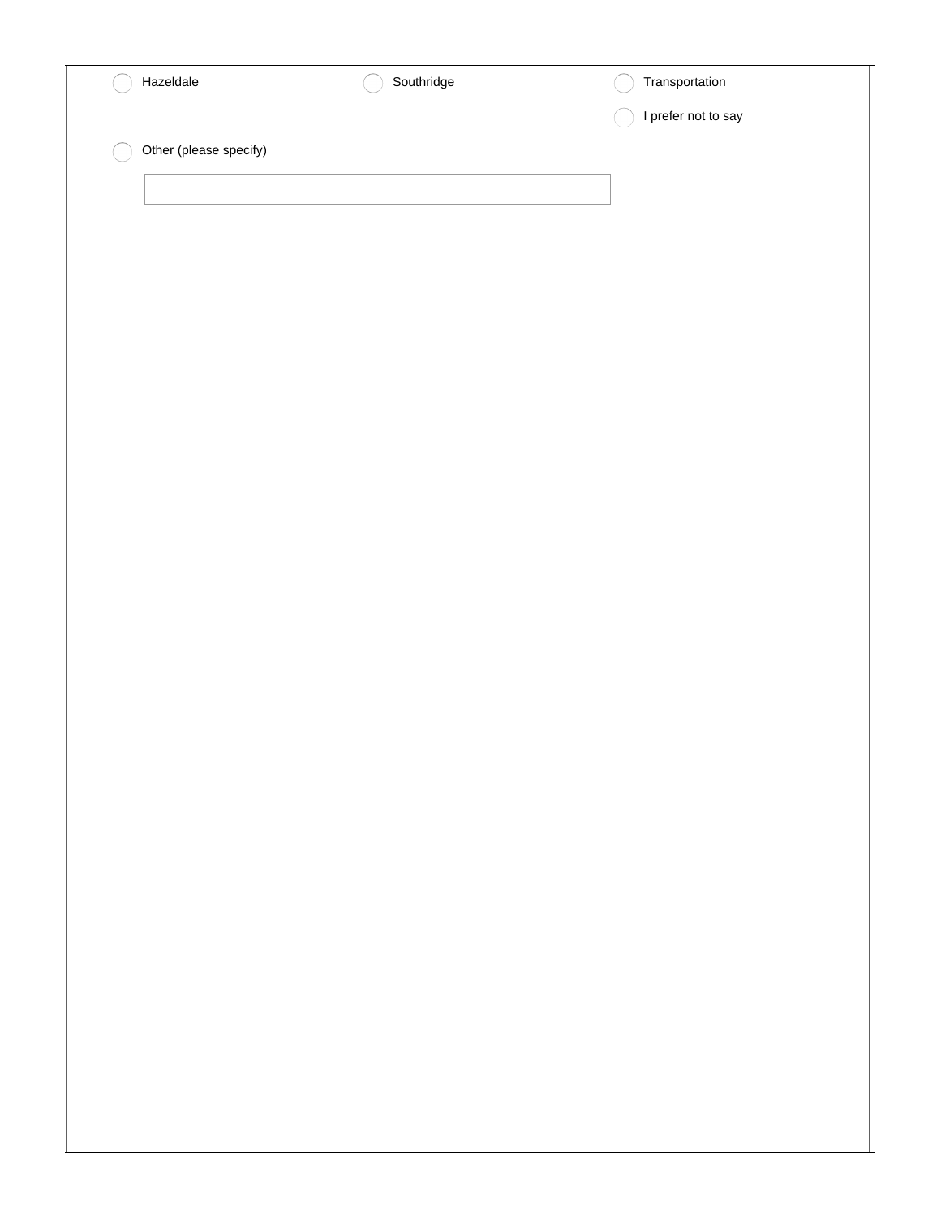- ◯ Hazeldale
- ◯ Southridge
- ◯ Transportation
- ◯ I prefer not to say
- ◯ Other (please specify)

\_\_\_\_\_\_\_\_\_\_\_\_\_\_\_\_\_\_\_\_\_\_\_\_\_\_\_\_\_\_\_\_\_\_\_\_\_\_\_\_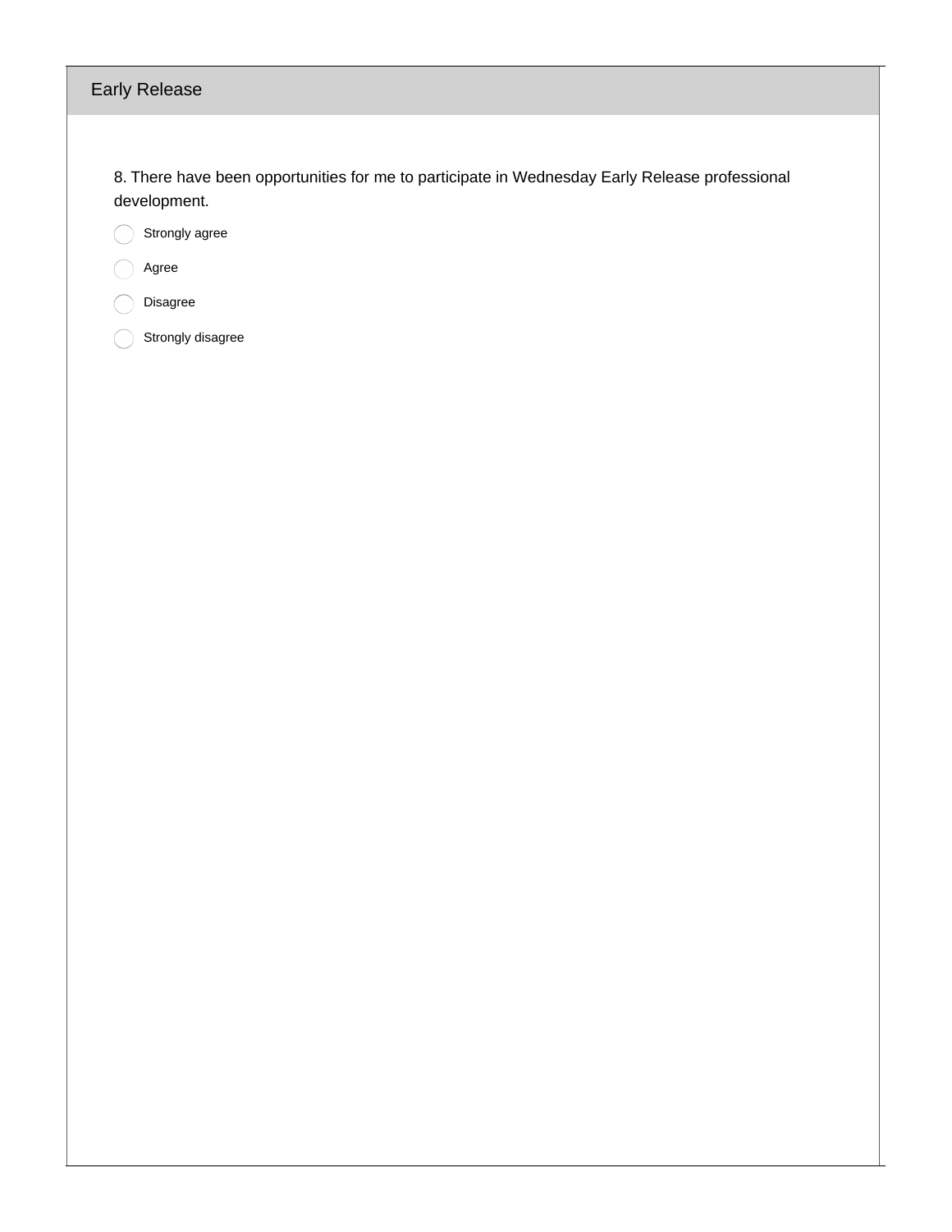## Early Release

8. There have been opportunities for me to participate in Wednesday Early Release professional development.

- Strongly agree
- Agree
- Disagree
- Strongly disagree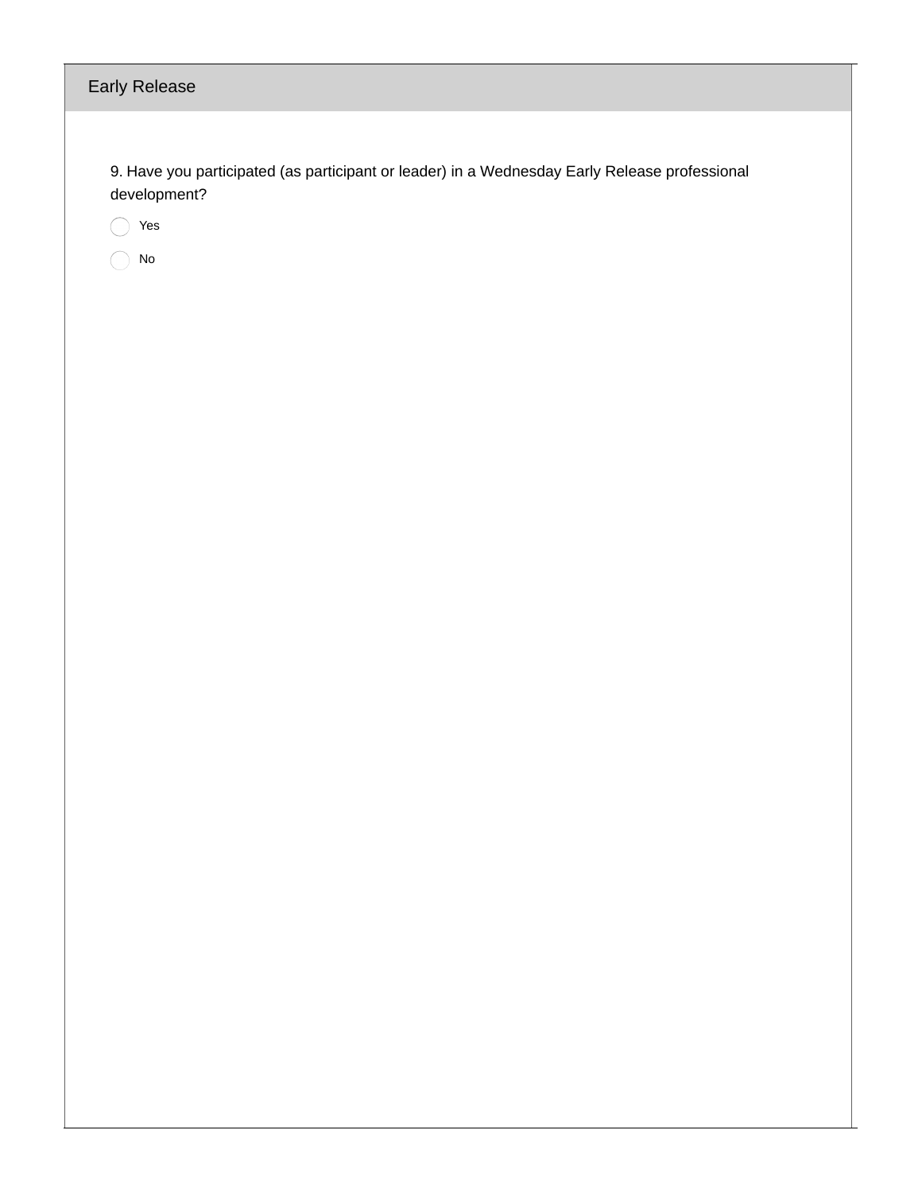## Early Release

9. Have you participated (as participant or leader) in a Wednesday Early Release professional development?

- Yes
- No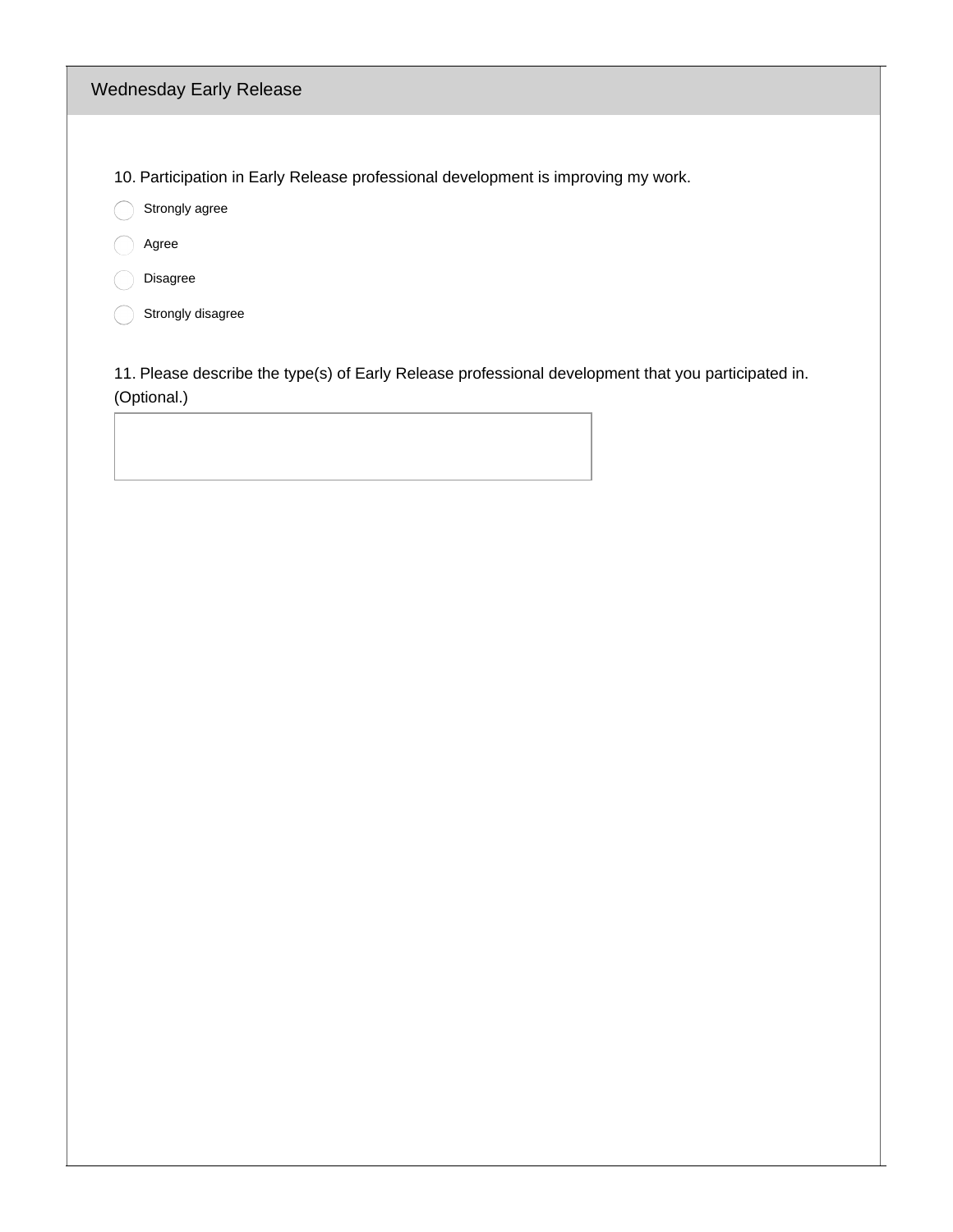## Wednesday Early Release

10. Participation in Early Release professional development is improving my work.

- Strongly agree
- Agree
- Disagree
- Strongly disagree

11. Please describe the type(s) of Early Release professional development that you participated in. (Optional.)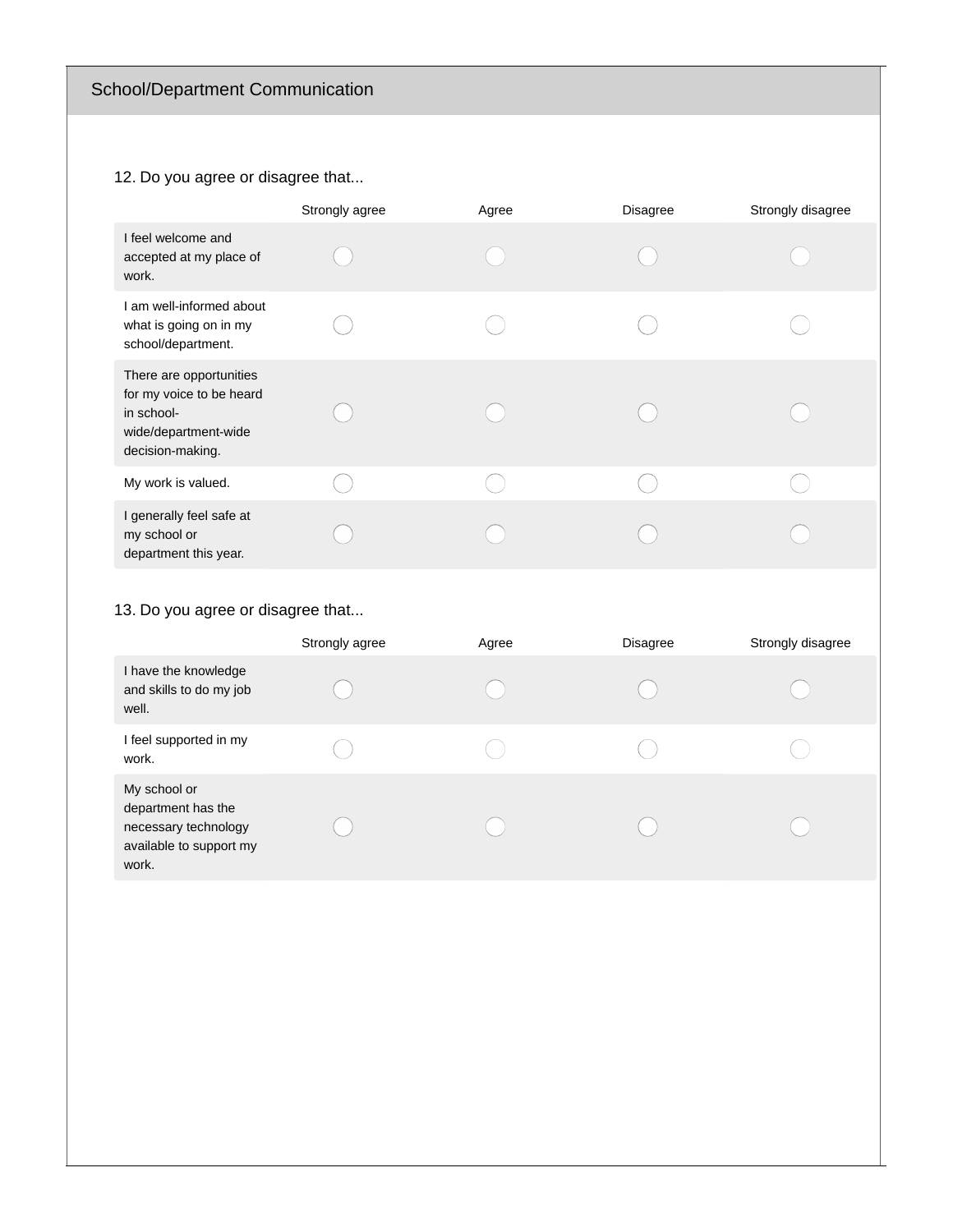## School/Department Communication

12. Do you agree or disagree that...

| | Strongly agree | Agree | Disagree | Strongly disagree |
|---|---|---|---|---|
| I feel welcome and accepted at my place of work. | ◯ | ◯ | ◯ | ◯ |
| I am well-informed about what is going on in my school/department. | ◯ | ◯ | ◯ | ◯ |
| There are opportunities for my voice to be heard in school-wide/department-wide decision-making. | ◯ | ◯ | ◯ | ◯ |
| My work is valued. | ◯ | ◯ | ◯ | ◯ |
| I generally feel safe at my school or department this year. | ◯ | ◯ | ◯ | ◯ |

13. Do you agree or disagree that...

| | Strongly agree | Agree | Disagree | Strongly disagree |
|---|---|---|---|---|
| I have the knowledge and skills to do my job well. | ◯ | ◯ | ◯ | ◯ |
| I feel supported in my work. | ◯ | ◯ | ◯ | ◯ |
| My school or department has the necessary technology available to support my work. | ◯ | ◯ | ◯ | ◯ |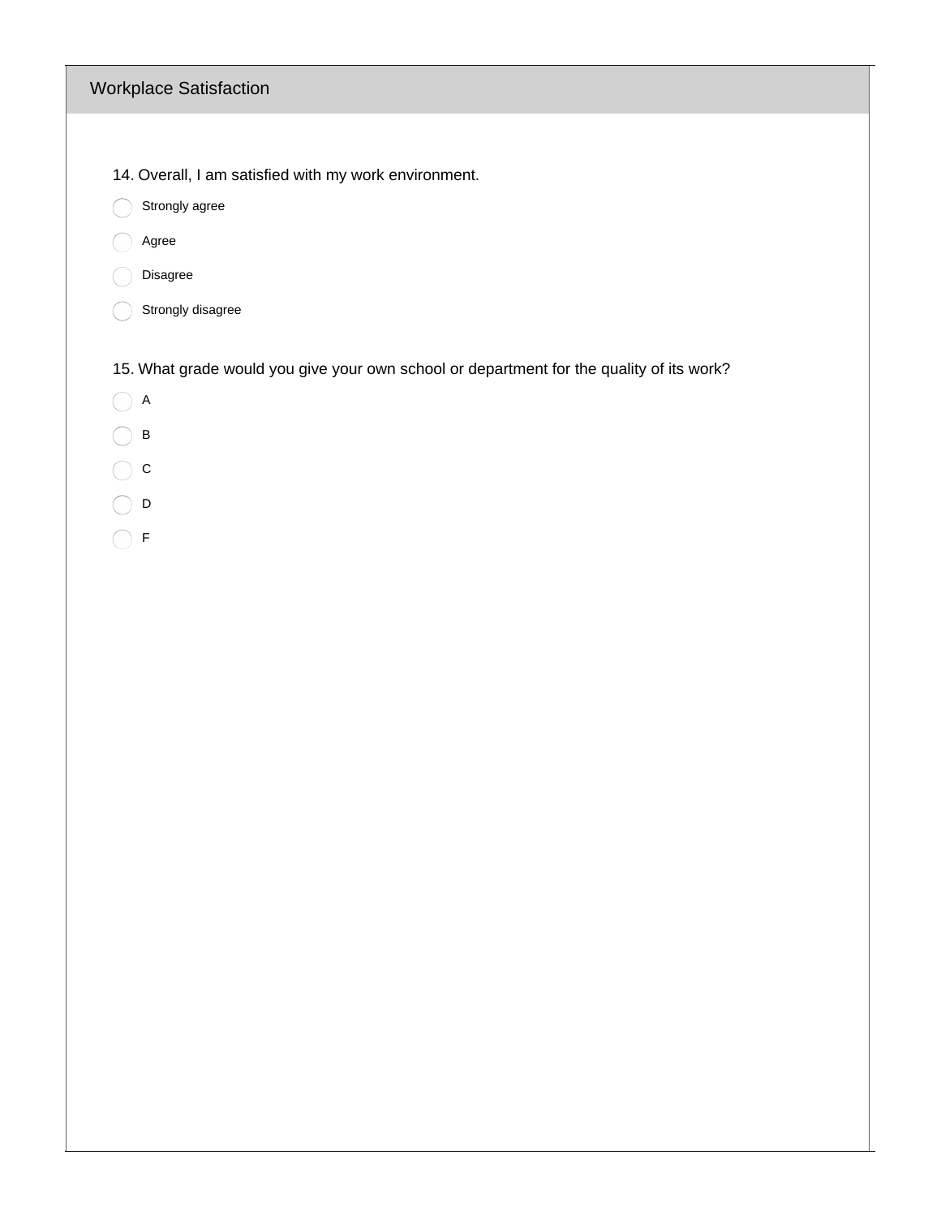## Workplace Satisfaction

14. Overall, I am satisfied with my work environment.

- Strongly agree
- Agree
- Disagree
- Strongly disagree

15. What grade would you give your own school or department for the quality of its work?

- A
- B
- C
- D
- F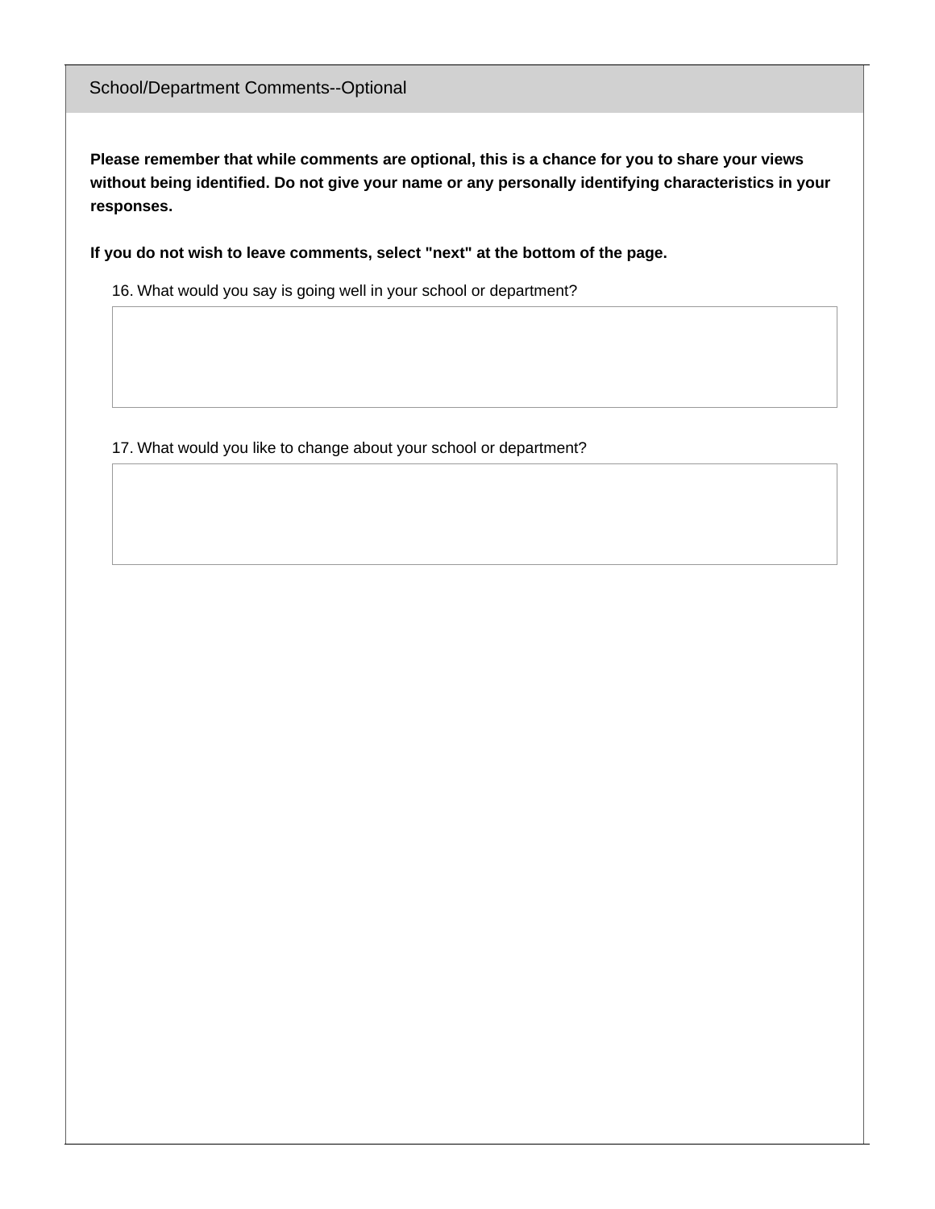## School/Department Comments--Optional

**Please remember that while comments are optional, this is a chance for you to share your views without being identified. Do not give your name or any personally identifying characteristics in your responses.**

**If you do not wish to leave comments, select "next" at the bottom of the page.**

16. What would you say is going well in your school or department?

17. What would you like to change about your school or department?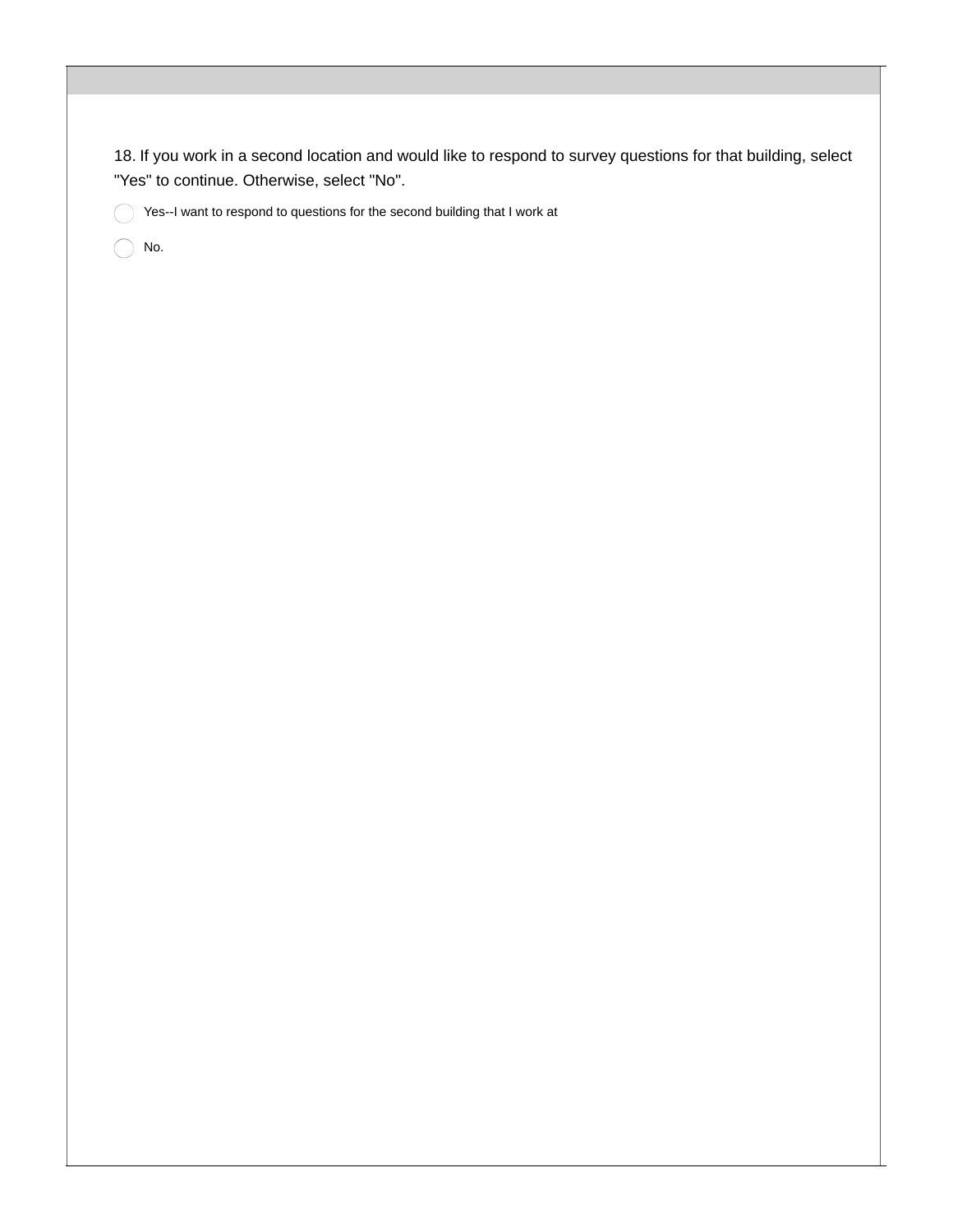18. If you work in a second location and would like to respond to survey questions for that building, select "Yes" to continue. Otherwise, select "No".

- ◯ Yes--I want to respond to questions for the second building that I work at
- ◯ No.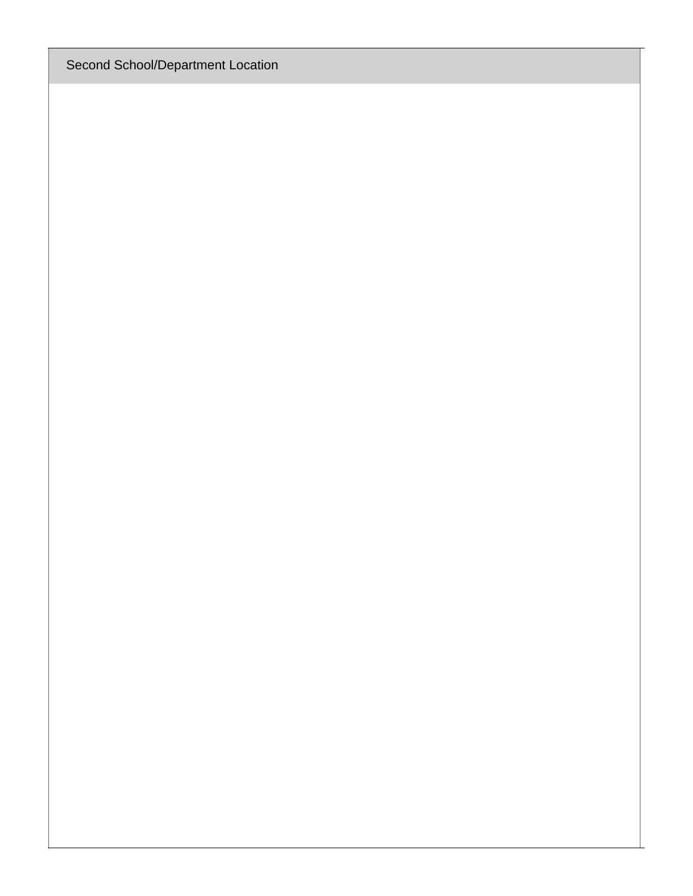| Second School/Department Location |
| --- |
| |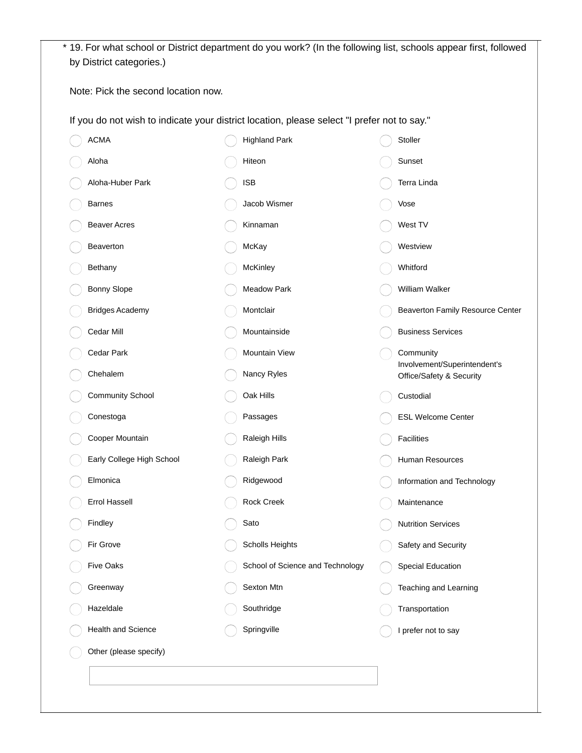\* 19. For what school or District department do you work? (In the following list, schools appear first, followed by District categories.)

Note: Pick the second location now.

If you do not wish to indicate your district location, please select "I prefer not to say."

- ACMA
- Aloha
- Aloha-Huber Park
- Barnes
- Beaver Acres
- Beaverton
- Bethany
- Bonny Slope
- Bridges Academy
- Cedar Mill
- Cedar Park
- Chehalem
- Community School
- Conestoga
- Cooper Mountain
- Early College High School
- Elmonica
- Errol Hassell
- Findley
- Fir Grove
- Five Oaks
- Greenway
- Hazeldale
- Health and Science
- Highland Park
- Hiteon
- ISB
- Jacob Wismer
- Kinnaman
- McKay
- McKinley
- Meadow Park
- Montclair
- Mountainside
- Mountain View
- Nancy Ryles
- Oak Hills
- Passages
- Raleigh Hills
- Raleigh Park
- Ridgewood
- Rock Creek
- Sato
- Scholls Heights
- School of Science and Technology
- Sexton Mtn
- Southridge
- Springville
- Stoller
- Sunset
- Terra Linda
- Vose
- West TV
- Westview
- Whitford
- William Walker
- Beaverton Family Resource Center
- Business Services
- Community Involvement/Superintendent's Office/Safety & Security
- Custodial
- ESL Welcome Center
- Facilities
- Human Resources
- Information and Technology
- Maintenance
- Nutrition Services
- Safety and Security
- Special Education
- Teaching and Learning
- Transportation
- I prefer not to say
- Other (please specify)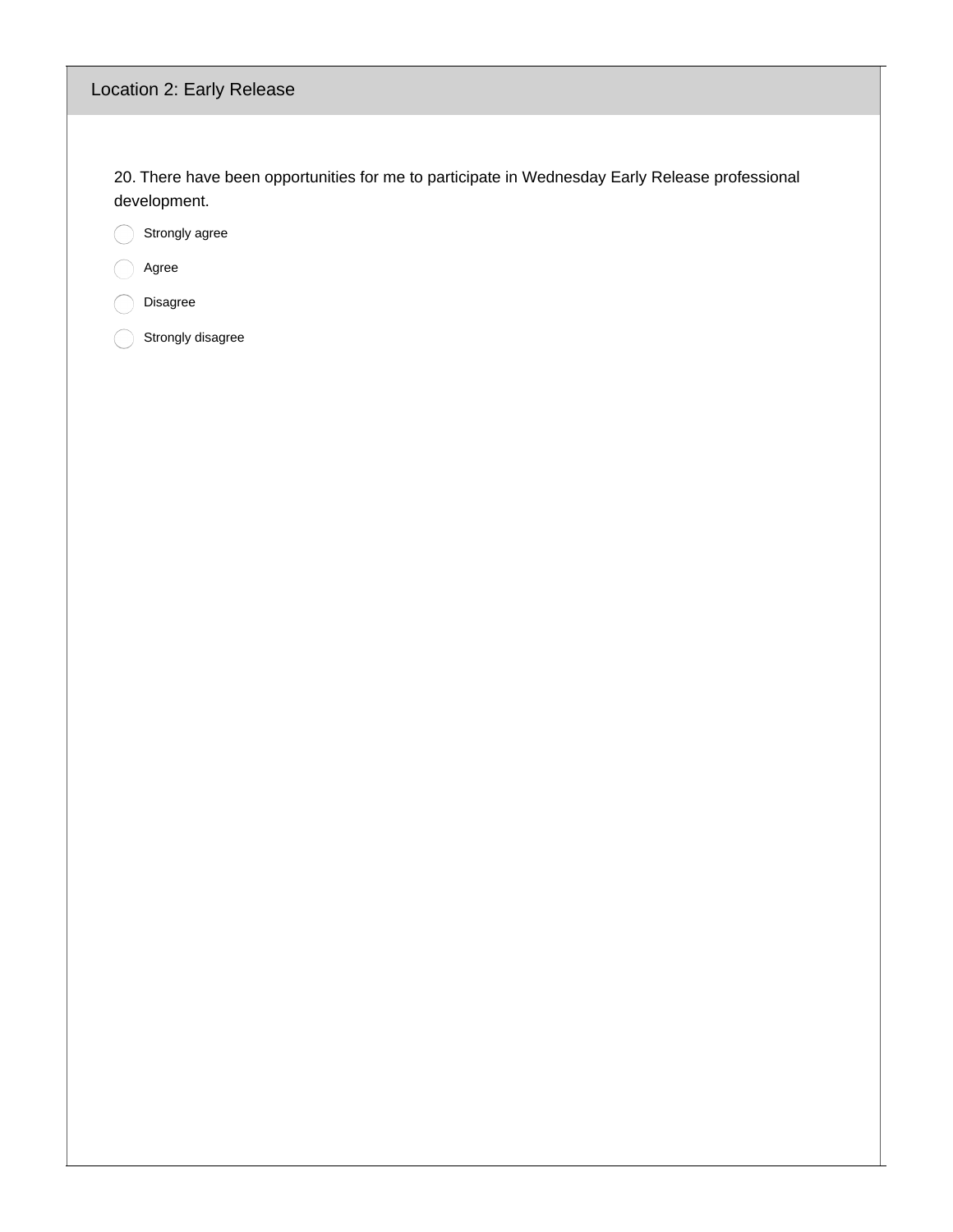## Location 2: Early Release

20. There have been opportunities for me to participate in Wednesday Early Release professional development.

- Strongly agree
- Agree
- Disagree
- Strongly disagree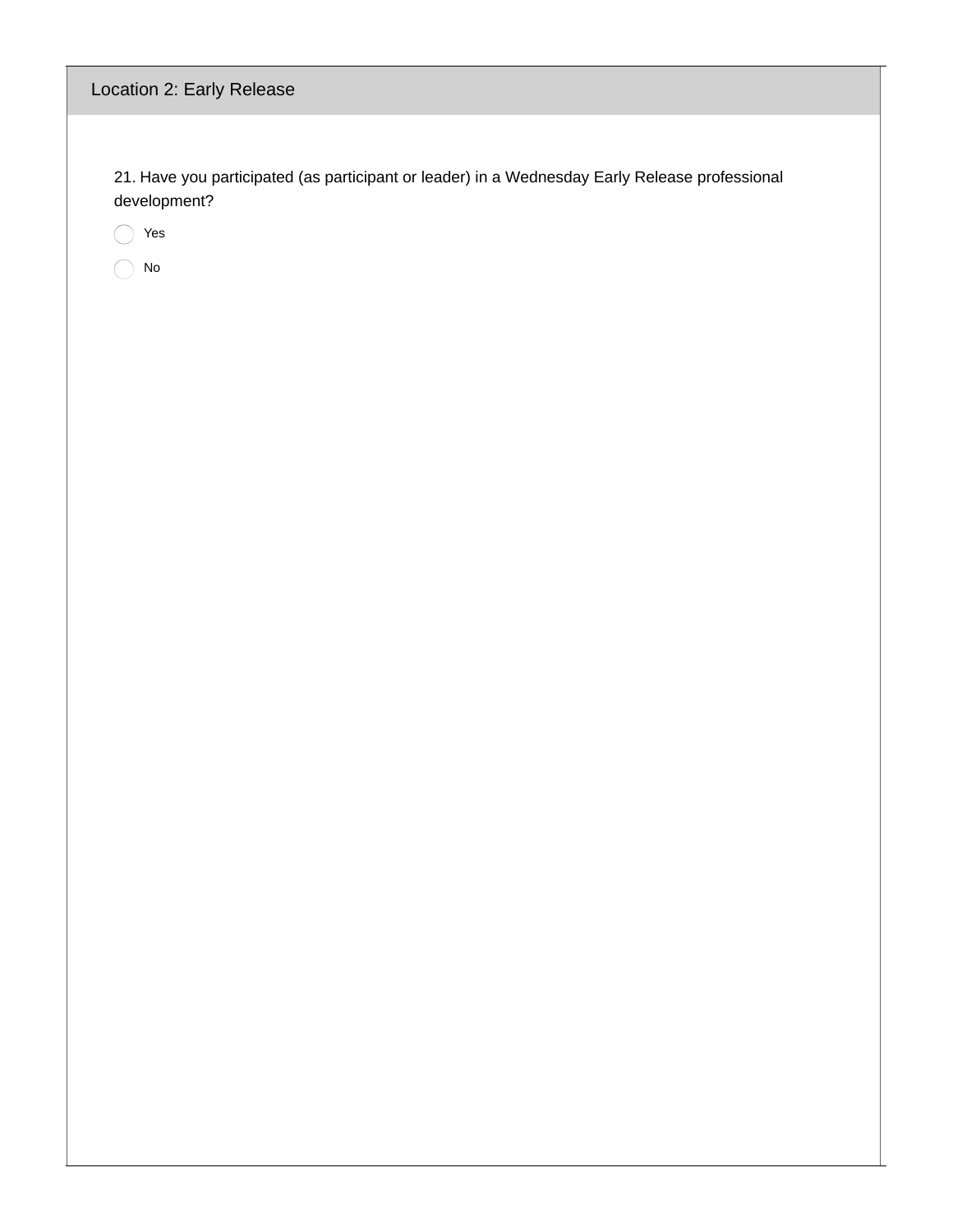## Location 2: Early Release

21. Have you participated (as participant or leader) in a Wednesday Early Release professional development?

- ◯ Yes
- ◯ No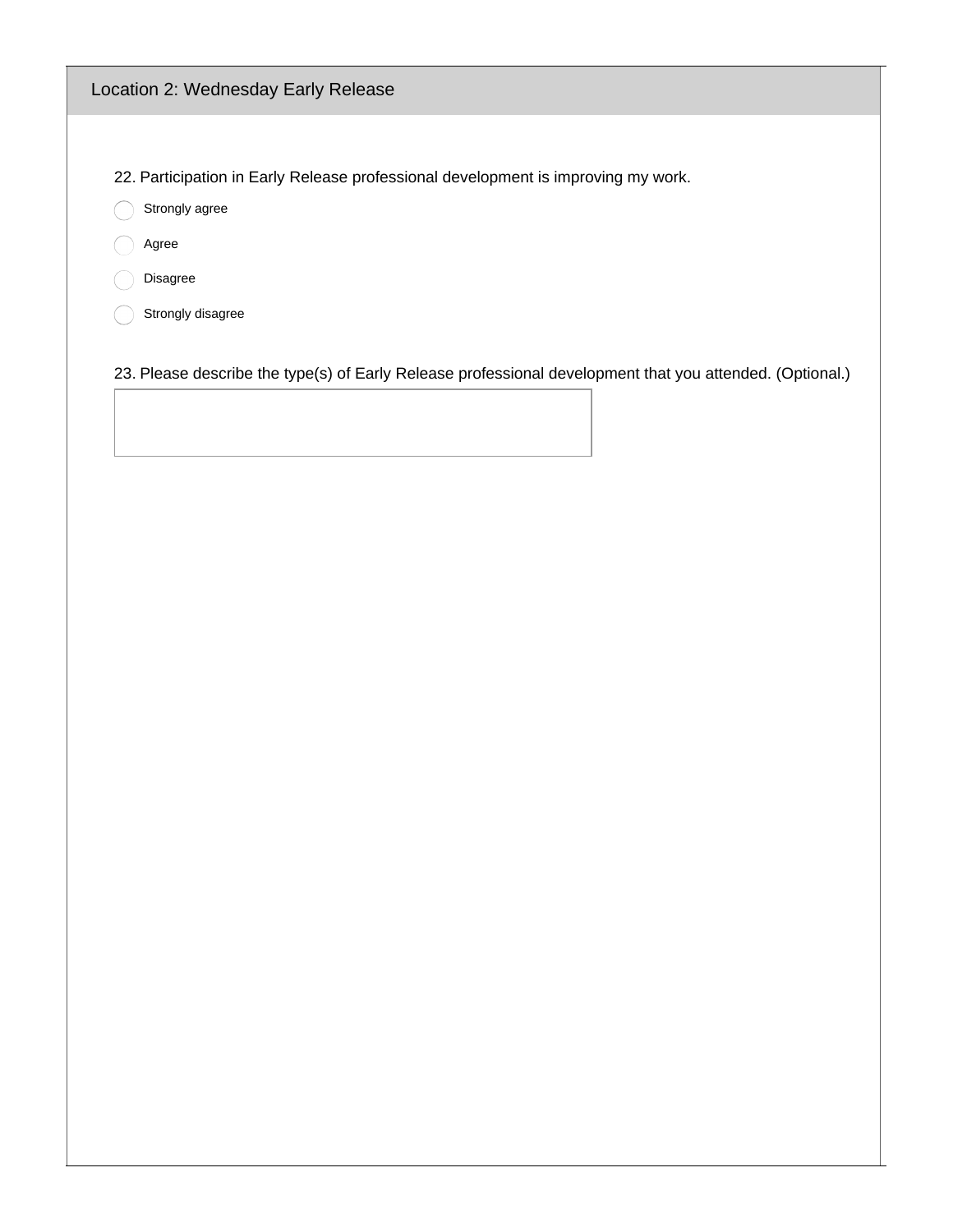## Location 2: Wednesday Early Release

22. Participation in Early Release professional development is improving my work.

- ◯ Strongly agree
- ◯ Agree
- ◯ Disagree
- ◯ Strongly disagree

23. Please describe the type(s) of Early Release professional development that you attended. (Optional.)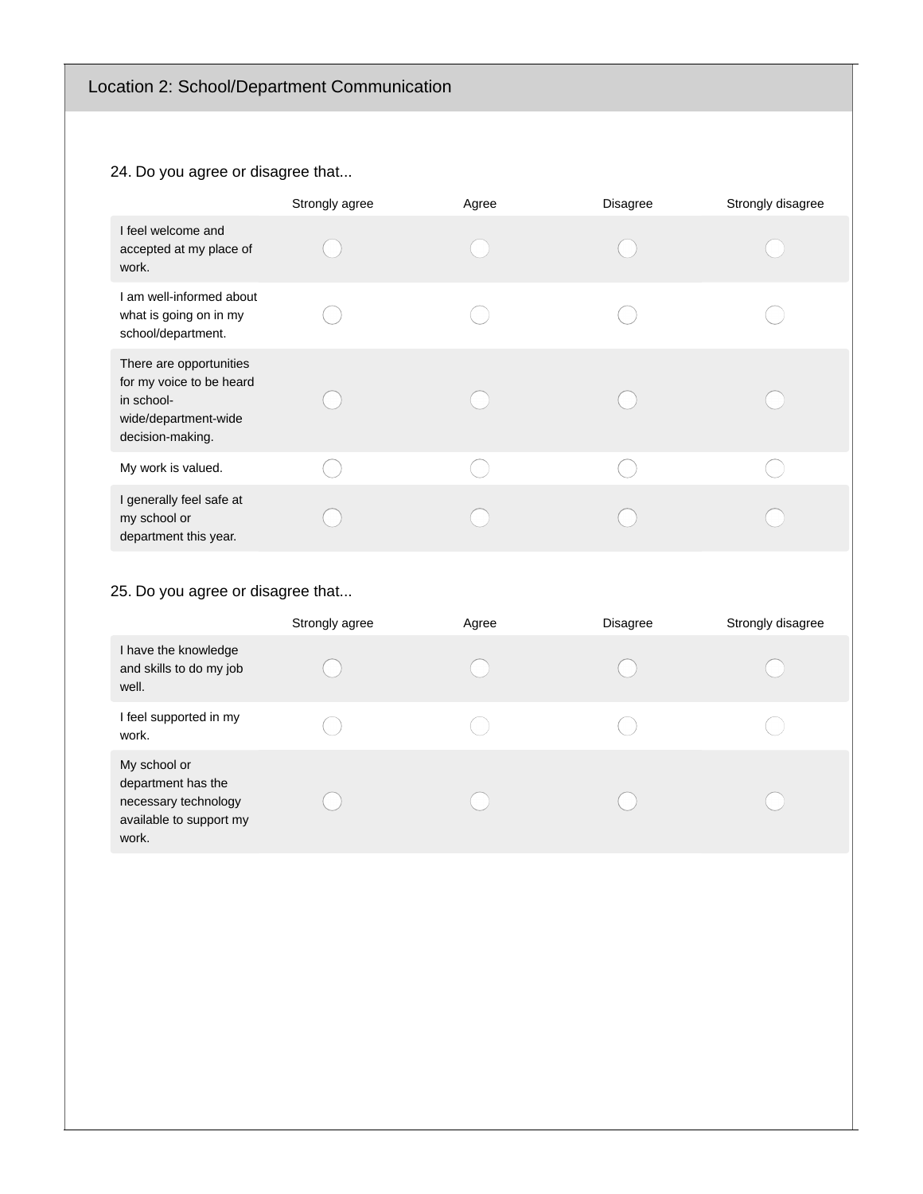## Location 2: School/Department Communication

24. Do you agree or disagree that...

| | Strongly agree | Agree | Disagree | Strongly disagree |
|---|---|---|---|---|
| I feel welcome and accepted at my place of work. | ◯ | ◯ | ◯ | ◯ |
| I am well-informed about what is going on in my school/department. | ◯ | ◯ | ◯ | ◯ |
| There are opportunities for my voice to be heard in school-wide/department-wide decision-making. | ◯ | ◯ | ◯ | ◯ |
| My work is valued. | ◯ | ◯ | ◯ | ◯ |
| I generally feel safe at my school or department this year. | ◯ | ◯ | ◯ | ◯ |

25. Do you agree or disagree that...

| | Strongly agree | Agree | Disagree | Strongly disagree |
|---|---|---|---|---|
| I have the knowledge and skills to do my job well. | ◯ | ◯ | ◯ | ◯ |
| I feel supported in my work. | ◯ | ◯ | ◯ | ◯ |
| My school or department has the necessary technology available to support my work. | ◯ | ◯ | ◯ | ◯ |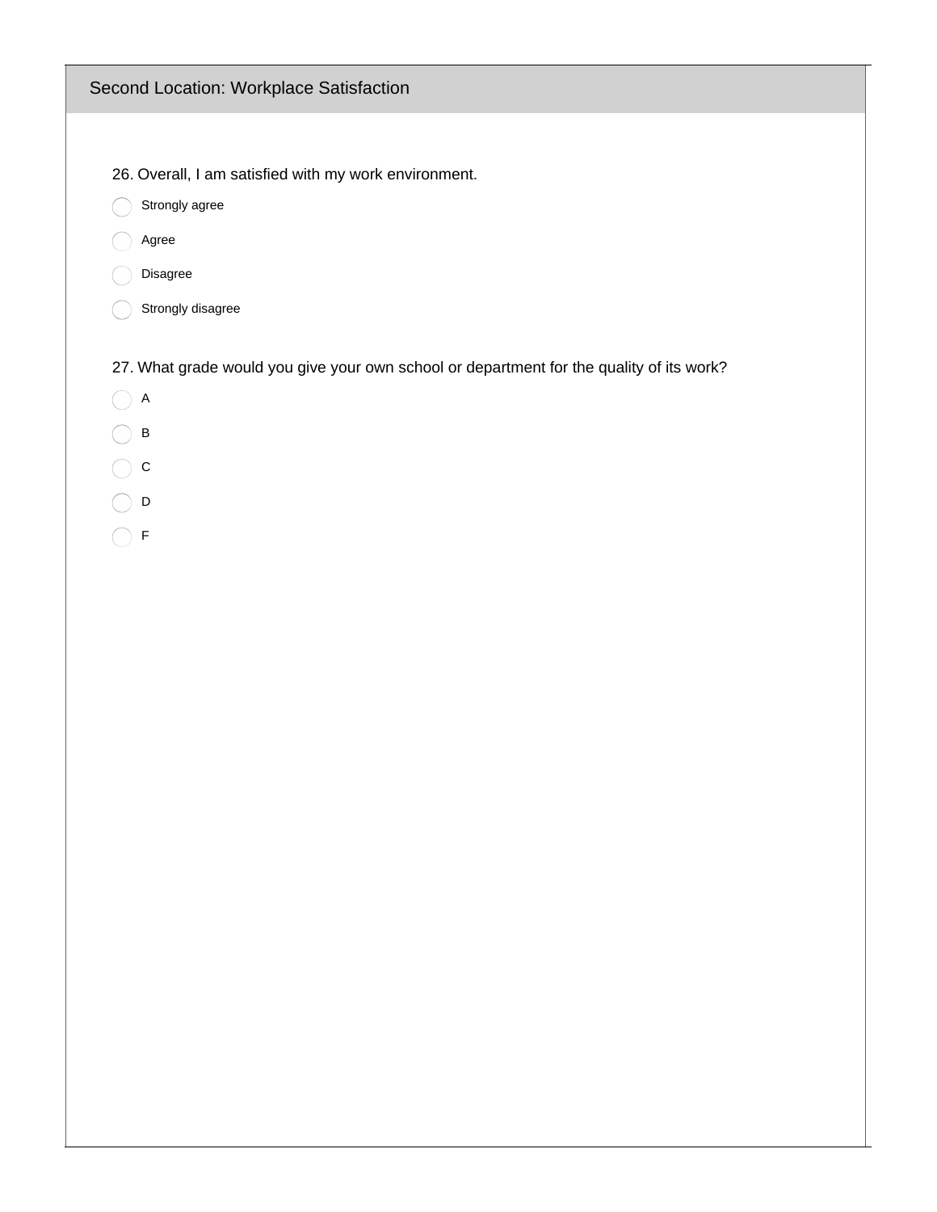## Second Location: Workplace Satisfaction

26. Overall, I am satisfied with my work environment.

- ◯ Strongly agree
- ◯ Agree
- ◯ Disagree
- ◯ Strongly disagree

27. What grade would you give your own school or department for the quality of its work?

- ◯ A
- ◯ B
- ◯ C
- ◯ D
- ◯ F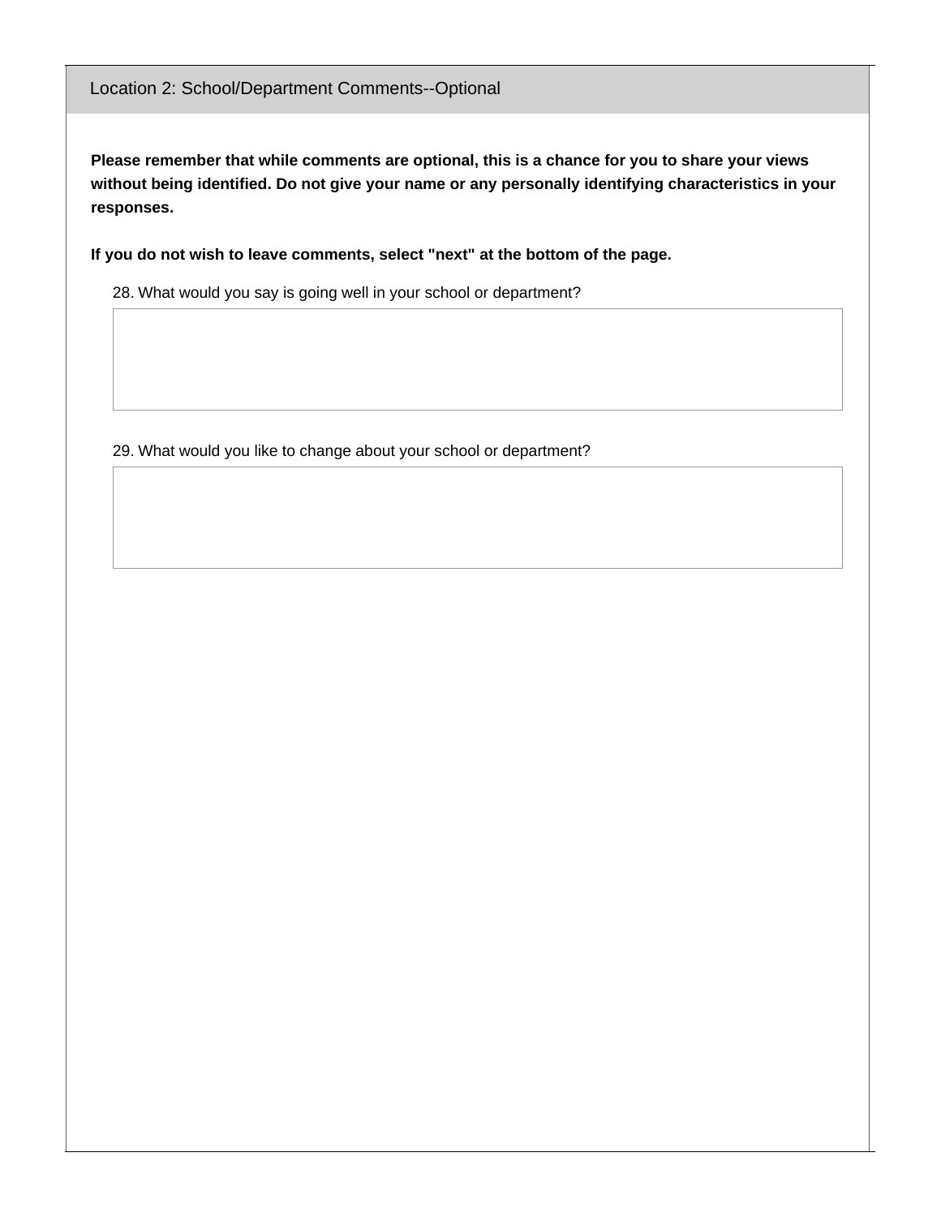## Location 2: School/Department Comments--Optional

**Please remember that while comments are optional, this is a chance for you to share your views without being identified. Do not give your name or any personally identifying characteristics in your responses.**

**If you do not wish to leave comments, select "next" at the bottom of the page.**

28. What would you say is going well in your school or department?

29. What would you like to change about your school or department?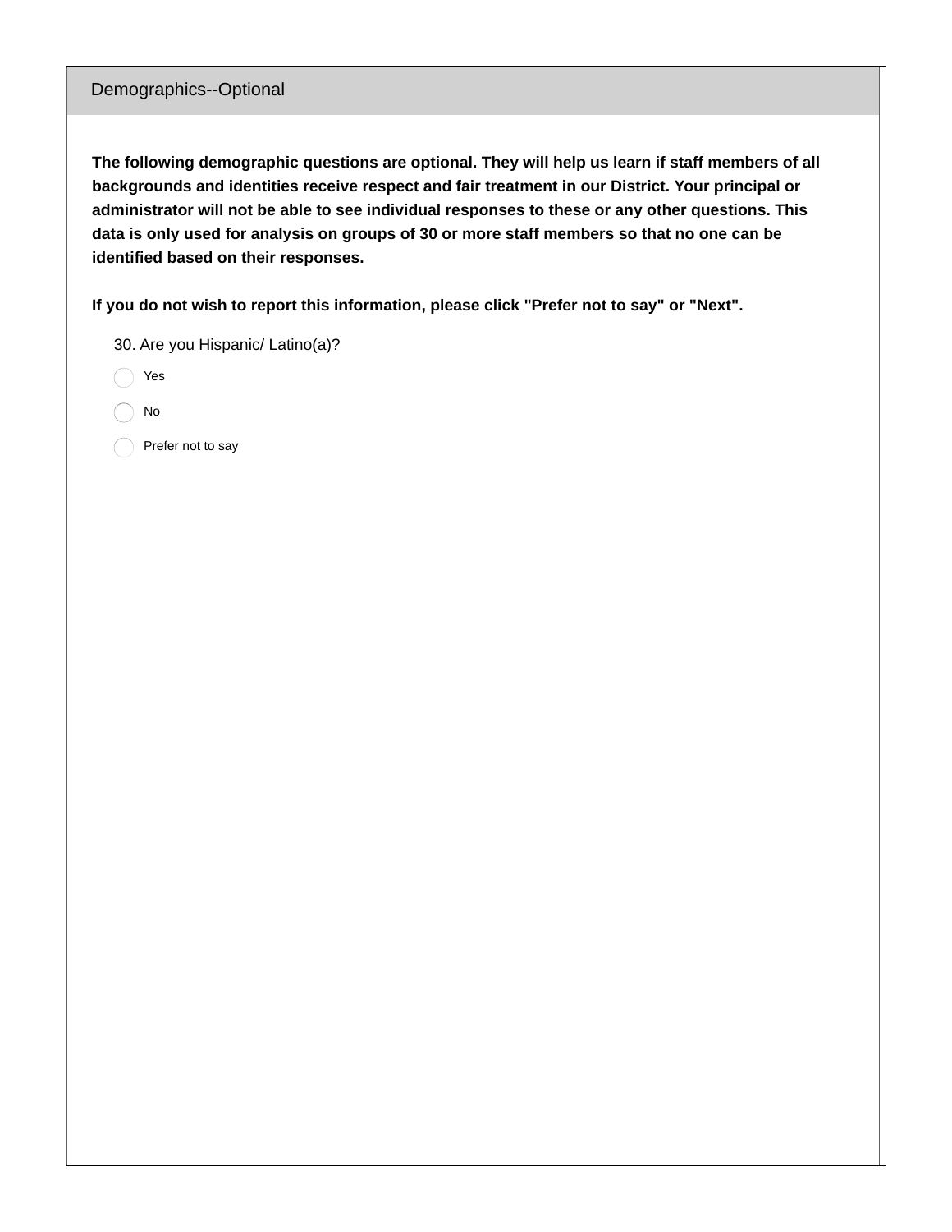## Demographics--Optional

**The following demographic questions are optional. They will help us learn if staff members of all backgrounds and identities receive respect and fair treatment in our District. Your principal or administrator will not be able to see individual responses to these or any other questions. This data is only used for analysis on groups of 30 or more staff members so that no one can be identified based on their responses.**

**If you do not wish to report this information, please click "Prefer not to say" or "Next".**

30. Are you Hispanic/ Latino(a)?

- Yes
- No
- Prefer not to say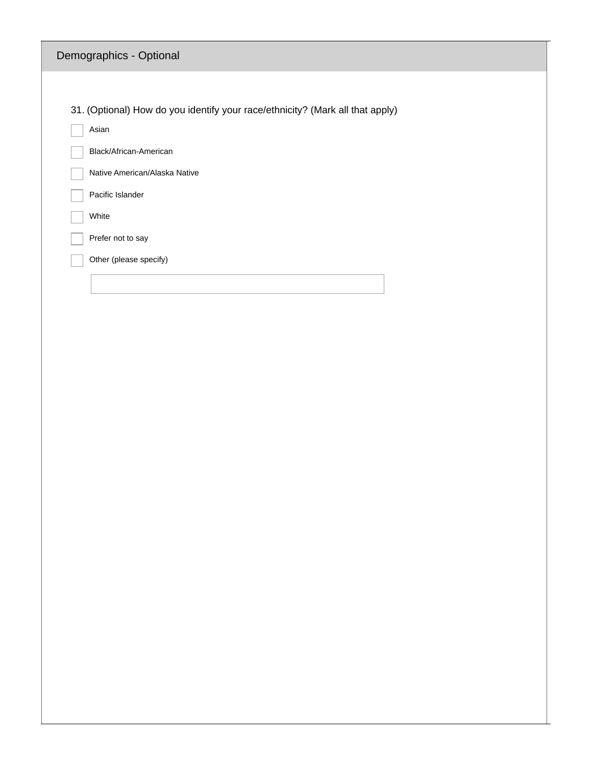## Demographics - Optional

31. (Optional) How do you identify your race/ethnicity? (Mark all that apply)

- [ ] Asian
- [ ] Black/African-American
- [ ] Native American/Alaska Native
- [ ] Pacific Islander
- [ ] White
- [ ] Prefer not to say
- [ ] Other (please specify)

______________________________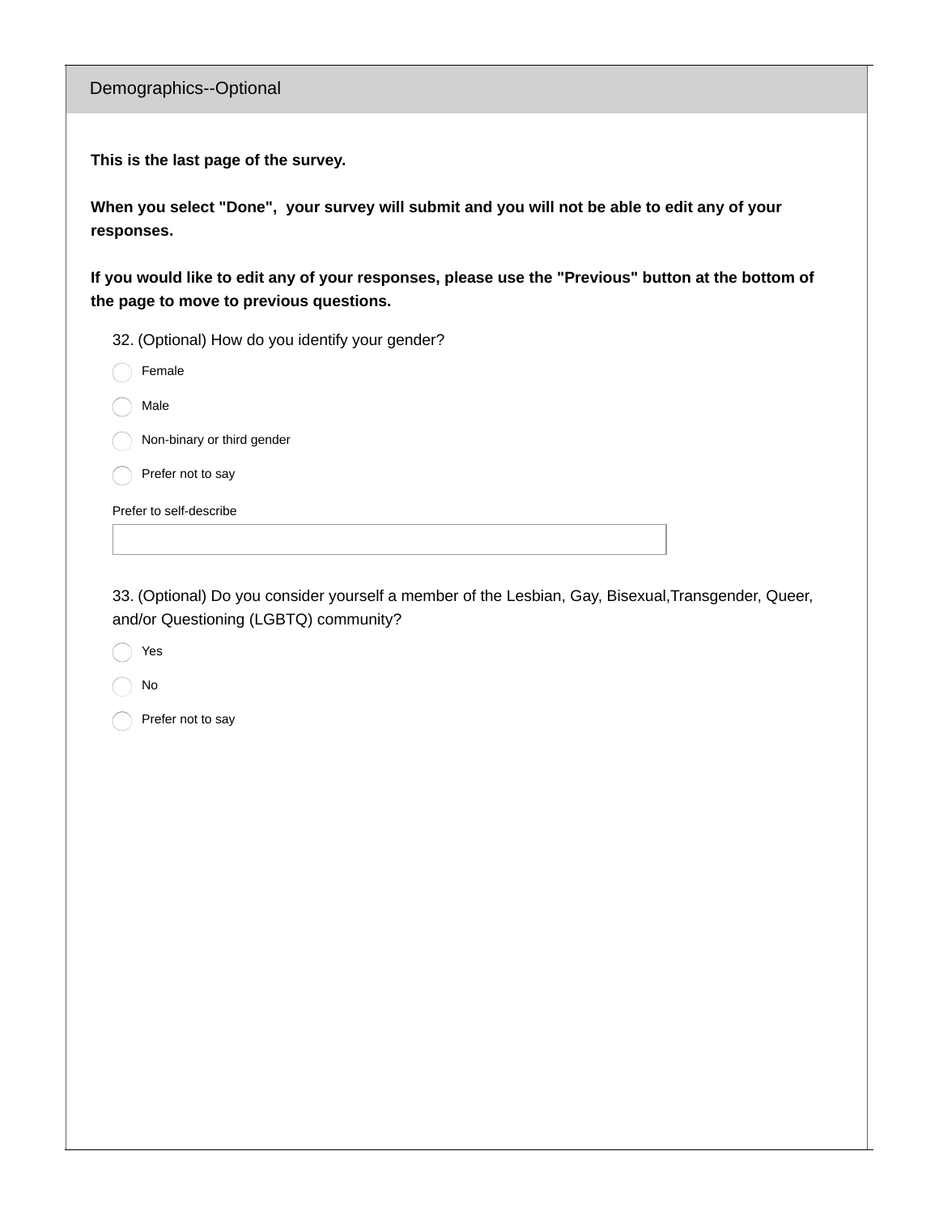## Demographics--Optional

**This is the last page of the survey.**

**When you select "Done", your survey will submit and you will not be able to edit any of your responses.**

**If you would like to edit any of your responses, please use the "Previous" button at the bottom of the page to move to previous questions.**

32. (Optional) How do you identify your gender?

- ◯ Female
- ◯ Male
- ◯ Non-binary or third gender
- ◯ Prefer not to say

Prefer to self-describe

\_\_\_\_\_\_\_\_\_\_\_\_\_\_\_\_\_\_\_\_\_\_\_\_\_\_\_\_\_\_

33. (Optional) Do you consider yourself a member of the Lesbian, Gay, Bisexual,Transgender, Queer, and/or Questioning (LGBTQ) community?

- ◯ Yes
- ◯ No
- ◯ Prefer not to say